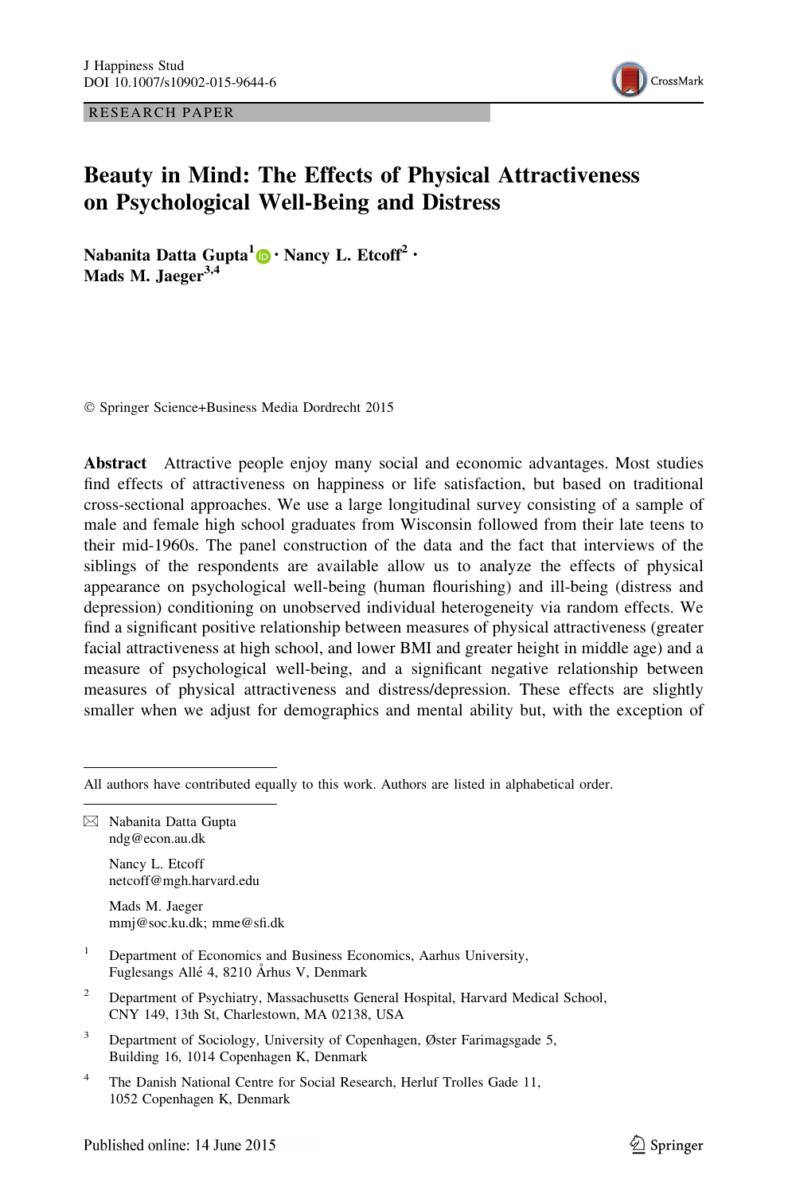J Happiness Stud
DOI 10.1007/s10902-015-9644-6

RESEARCH PAPER

# Beauty in Mind: The Effects of Physical Attractiveness on Psychological Well-Being and Distress

**Nabanita Datta Gupta[1] · Nancy L. Etcoff[2] · Mads M. Jaeger[3,4]**

© Springer Science+Business Media Dordrecht 2015

**Abstract** Attractive people enjoy many social and economic advantages. Most studies find effects of attractiveness on happiness or life satisfaction, but based on traditional cross-sectional approaches. We use a large longitudinal survey consisting of a sample of male and female high school graduates from Wisconsin followed from their late teens to their mid-1960s. The panel construction of the data and the fact that interviews of the siblings of the respondents are available allow us to analyze the effects of physical appearance on psychological well-being (human flourishing) and ill-being (distress and depression) conditioning on unobserved individual heterogeneity via random effects. We find a significant positive relationship between measures of physical attractiveness (greater facial attractiveness at high school, and lower BMI and greater height in middle age) and a measure of psychological well-being, and a significant negative relationship between measures of physical attractiveness and distress/depression. These effects are slightly smaller when we adjust for demographics and mental ability but, with the exception of

---

All authors have contributed equally to this work. Authors are listed in alphabetical order.

✉ Nabanita Datta Gupta
ndg@econ.au.dk

Nancy L. Etcoff
netcoff@mgh.harvard.edu

Mads M. Jaeger
mmj@soc.ku.dk; mme@sfi.dk

[1] Department of Economics and Business Economics, Aarhus University, Fuglesangs Allé 4, 8210 Århus V, Denmark

[2] Department of Psychiatry, Massachusetts General Hospital, Harvard Medical School, CNY 149, 13th St, Charlestown, MA 02138, USA

[3] Department of Sociology, University of Copenhagen, Øster Farimagsgade 5, Building 16, 1014 Copenhagen K, Denmark

[4] The Danish National Centre for Social Research, Herluf Trolles Gade 11, 1052 Copenhagen K, Denmark

Published online: 14 June 2015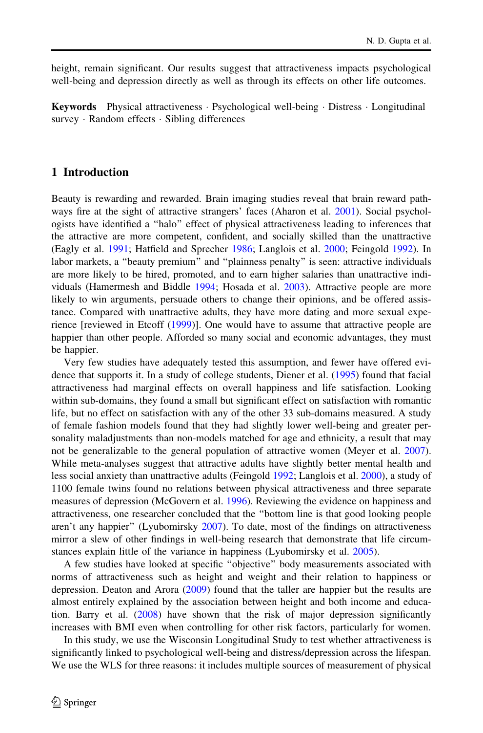height, remain significant. Our results suggest that attractiveness impacts psychological well-being and depression directly as well as through its effects on other life outcomes.

**Keywords** Physical attractiveness · Psychological well-being · Distress · Longitudinal survey · Random effects · Sibling differences

## 1 Introduction

Beauty is rewarding and rewarded. Brain imaging studies reveal that brain reward pathways fire at the sight of attractive strangers' faces (Aharon et al. 2001). Social psychologists have identified a "halo" effect of physical attractiveness leading to inferences that the attractive are more competent, confident, and socially skilled than the unattractive (Eagly et al. 1991; Hatfield and Sprecher 1986; Langlois et al. 2000; Feingold 1992). In labor markets, a "beauty premium" and "plainness penalty" is seen: attractive individuals are more likely to be hired, promoted, and to earn higher salaries than unattractive individuals (Hamermesh and Biddle 1994; Hosada et al. 2003). Attractive people are more likely to win arguments, persuade others to change their opinions, and be offered assistance. Compared with unattractive adults, they have more dating and more sexual experience [reviewed in Etcoff (1999)]. One would have to assume that attractive people are happier than other people. Afforded so many social and economic advantages, they must be happier.

Very few studies have adequately tested this assumption, and fewer have offered evidence that supports it. In a study of college students, Diener et al. (1995) found that facial attractiveness had marginal effects on overall happiness and life satisfaction. Looking within sub-domains, they found a small but significant effect on satisfaction with romantic life, but no effect on satisfaction with any of the other 33 sub-domains measured. A study of female fashion models found that they had slightly lower well-being and greater personality maladjustments than non-models matched for age and ethnicity, a result that may not be generalizable to the general population of attractive women (Meyer et al. 2007). While meta-analyses suggest that attractive adults have slightly better mental health and less social anxiety than unattractive adults (Feingold 1992; Langlois et al. 2000), a study of 1100 female twins found no relations between physical attractiveness and three separate measures of depression (McGovern et al. 1996). Reviewing the evidence on happiness and attractiveness, one researcher concluded that the "bottom line is that good looking people aren't any happier" (Lyubomirsky 2007). To date, most of the findings on attractiveness mirror a slew of other findings in well-being research that demonstrate that life circumstances explain little of the variance in happiness (Lyubomirsky et al. 2005).

A few studies have looked at specific "objective" body measurements associated with norms of attractiveness such as height and weight and their relation to happiness or depression. Deaton and Arora (2009) found that the taller are happier but the results are almost entirely explained by the association between height and both income and education. Barry et al. (2008) have shown that the risk of major depression significantly increases with BMI even when controlling for other risk factors, particularly for women.

In this study, we use the Wisconsin Longitudinal Study to test whether attractiveness is significantly linked to psychological well-being and distress/depression across the lifespan. We use the WLS for three reasons: it includes multiple sources of measurement of physical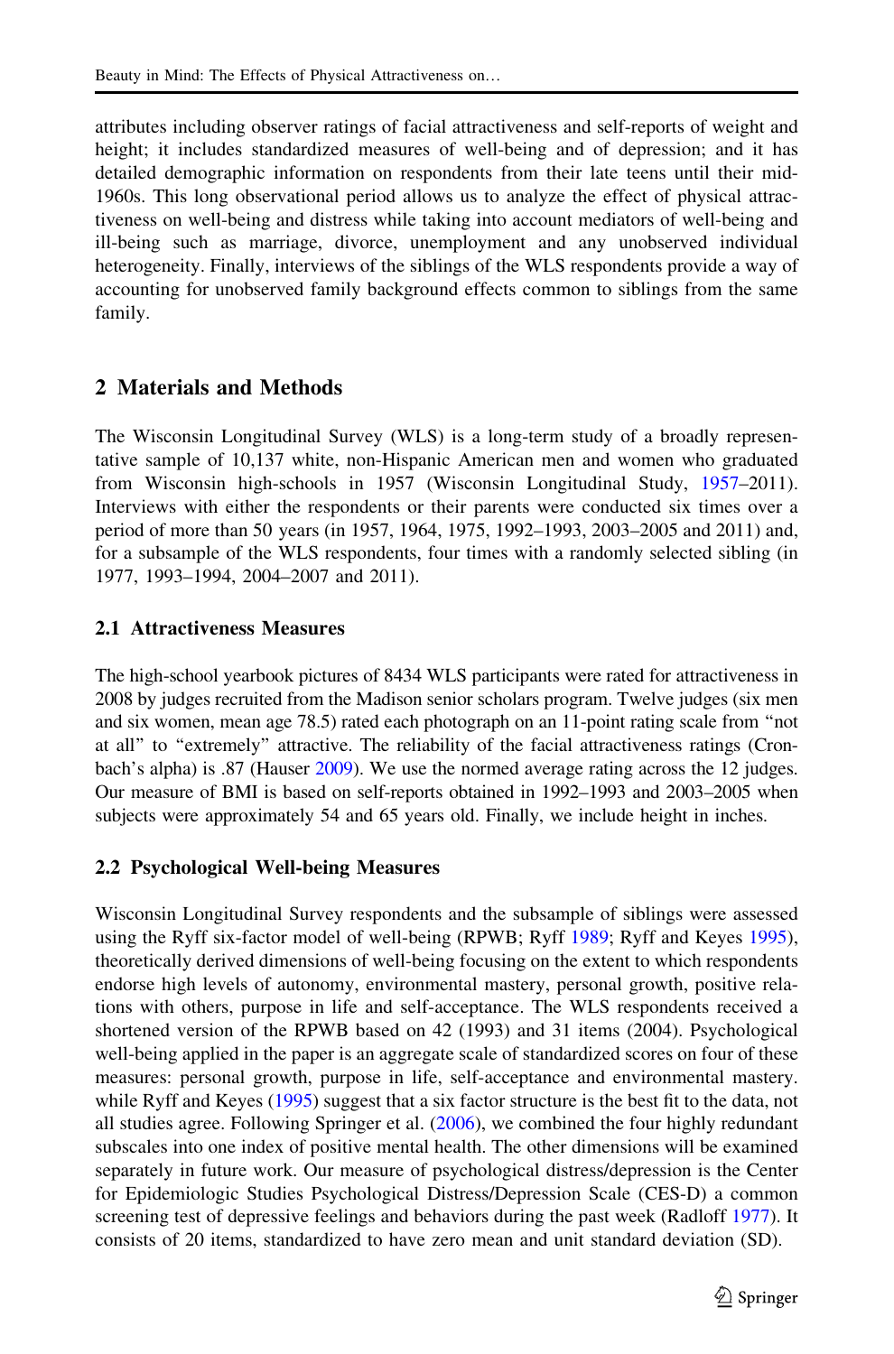attributes including observer ratings of facial attractiveness and self-reports of weight and height; it includes standardized measures of well-being and of depression; and it has detailed demographic information on respondents from their late teens until their mid-1960s. This long observational period allows us to analyze the effect of physical attractiveness on well-being and distress while taking into account mediators of well-being and ill-being such as marriage, divorce, unemployment and any unobserved individual heterogeneity. Finally, interviews of the siblings of the WLS respondents provide a way of accounting for unobserved family background effects common to siblings from the same family.

## 2 Materials and Methods

The Wisconsin Longitudinal Survey (WLS) is a long-term study of a broadly representative sample of 10,137 white, non-Hispanic American men and women who graduated from Wisconsin high-schools in 1957 (Wisconsin Longitudinal Study, 1957–2011). Interviews with either the respondents or their parents were conducted six times over a period of more than 50 years (in 1957, 1964, 1975, 1992–1993, 2003–2005 and 2011) and, for a subsample of the WLS respondents, four times with a randomly selected sibling (in 1977, 1993–1994, 2004–2007 and 2011).

### 2.1 Attractiveness Measures

The high-school yearbook pictures of 8434 WLS participants were rated for attractiveness in 2008 by judges recruited from the Madison senior scholars program. Twelve judges (six men and six women, mean age 78.5) rated each photograph on an 11-point rating scale from "not at all" to "extremely" attractive. The reliability of the facial attractiveness ratings (Cronbach's alpha) is .87 (Hauser 2009). We use the normed average rating across the 12 judges. Our measure of BMI is based on self-reports obtained in 1992–1993 and 2003–2005 when subjects were approximately 54 and 65 years old. Finally, we include height in inches.

### 2.2 Psychological Well-being Measures

Wisconsin Longitudinal Survey respondents and the subsample of siblings were assessed using the Ryff six-factor model of well-being (RPWB; Ryff 1989; Ryff and Keyes 1995), theoretically derived dimensions of well-being focusing on the extent to which respondents endorse high levels of autonomy, environmental mastery, personal growth, positive relations with others, purpose in life and self-acceptance. The WLS respondents received a shortened version of the RPWB based on 42 (1993) and 31 items (2004). Psychological well-being applied in the paper is an aggregate scale of standardized scores on four of these measures: personal growth, purpose in life, self-acceptance and environmental mastery. while Ryff and Keyes (1995) suggest that a six factor structure is the best fit to the data, not all studies agree. Following Springer et al. (2006), we combined the four highly redundant subscales into one index of positive mental health. The other dimensions will be examined separately in future work. Our measure of psychological distress/depression is the Center for Epidemiologic Studies Psychological Distress/Depression Scale (CES-D) a common screening test of depressive feelings and behaviors during the past week (Radloff 1977). It consists of 20 items, standardized to have zero mean and unit standard deviation (SD).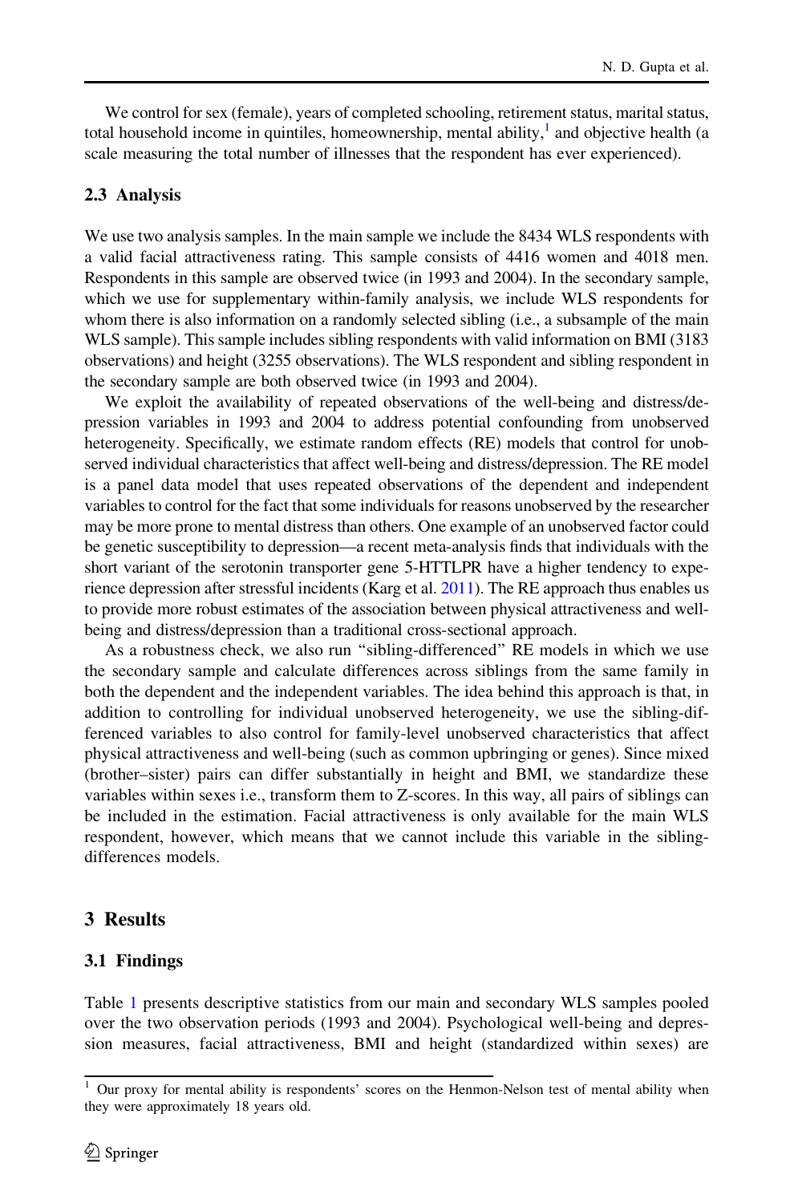We control for sex (female), years of completed schooling, retirement status, marital status, total household income in quintiles, homeownership, mental ability,[1] and objective health (a scale measuring the total number of illnesses that the respondent has ever experienced).

### 2.3 Analysis

We use two analysis samples. In the main sample we include the 8434 WLS respondents with a valid facial attractiveness rating. This sample consists of 4416 women and 4018 men. Respondents in this sample are observed twice (in 1993 and 2004). In the secondary sample, which we use for supplementary within-family analysis, we include WLS respondents for whom there is also information on a randomly selected sibling (i.e., a subsample of the main WLS sample). This sample includes sibling respondents with valid information on BMI (3183 observations) and height (3255 observations). The WLS respondent and sibling respondent in the secondary sample are both observed twice (in 1993 and 2004).

We exploit the availability of repeated observations of the well-being and distress/depression variables in 1993 and 2004 to address potential confounding from unobserved heterogeneity. Specifically, we estimate random effects (RE) models that control for unobserved individual characteristics that affect well-being and distress/depression. The RE model is a panel data model that uses repeated observations of the dependent and independent variables to control for the fact that some individuals for reasons unobserved by the researcher may be more prone to mental distress than others. One example of an unobserved factor could be genetic susceptibility to depression—a recent meta-analysis finds that individuals with the short variant of the serotonin transporter gene 5-HTTLPR have a higher tendency to experience depression after stressful incidents (Karg et al. 2011). The RE approach thus enables us to provide more robust estimates of the association between physical attractiveness and well-being and distress/depression than a traditional cross-sectional approach.

As a robustness check, we also run "sibling-differenced" RE models in which we use the secondary sample and calculate differences across siblings from the same family in both the dependent and the independent variables. The idea behind this approach is that, in addition to controlling for individual unobserved heterogeneity, we use the sibling-differenced variables to also control for family-level unobserved characteristics that affect physical attractiveness and well-being (such as common upbringing or genes). Since mixed (brother–sister) pairs can differ substantially in height and BMI, we standardize these variables within sexes i.e., transform them to Z-scores. In this way, all pairs of siblings can be included in the estimation. Facial attractiveness is only available for the main WLS respondent, however, which means that we cannot include this variable in the sibling-differences models.

## 3 Results

### 3.1 Findings

Table 1 presents descriptive statistics from our main and secondary WLS samples pooled over the two observation periods (1993 and 2004). Psychological well-being and depression measures, facial attractiveness, BMI and height (standardized within sexes) are

[1] Our proxy for mental ability is respondents' scores on the Henmon-Nelson test of mental ability when they were approximately 18 years old.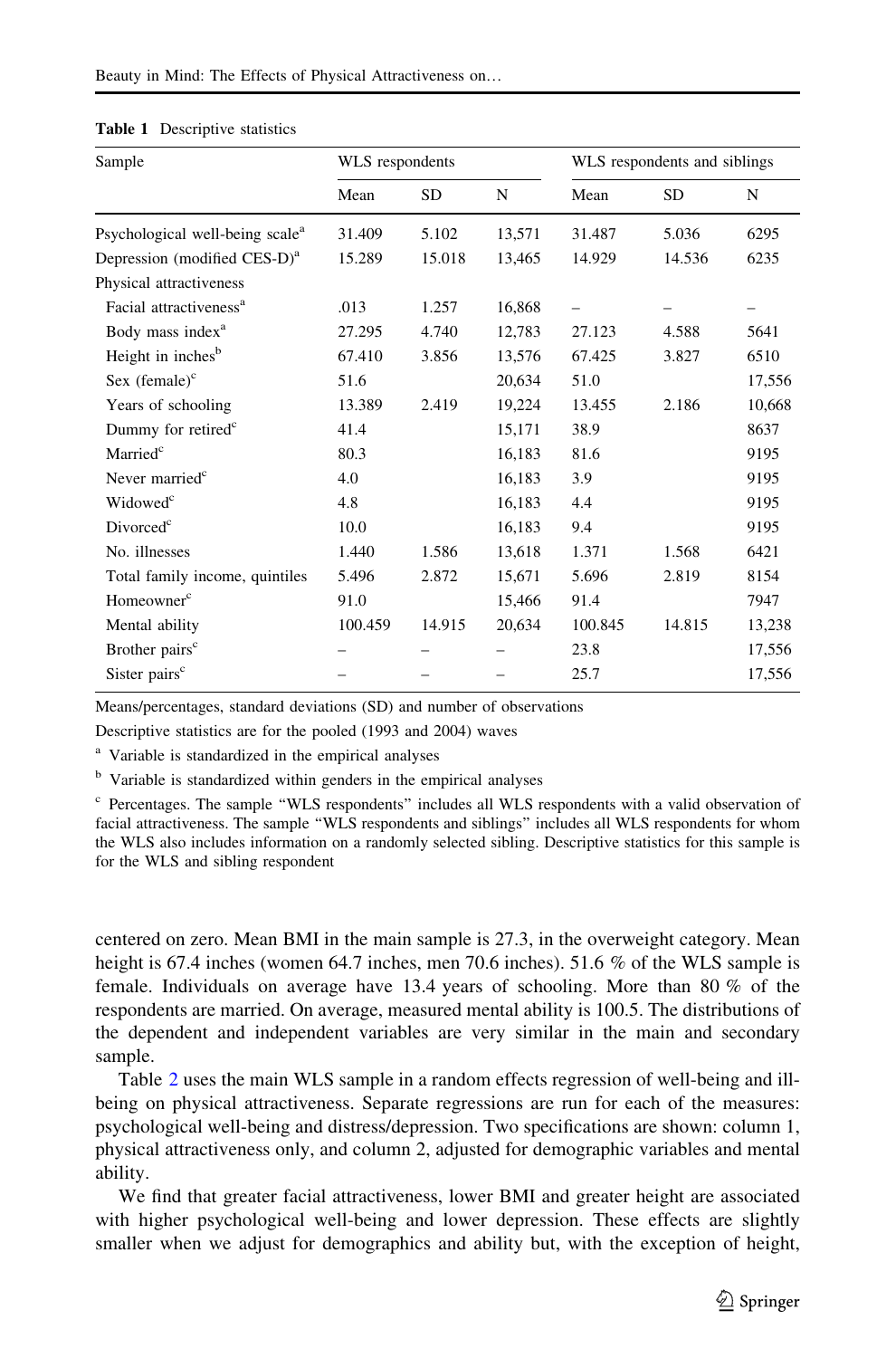**Table 1** Descriptive statistics

| Sample | WLS respondents | | | WLS respondents and siblings | | |
|---|---|---|---|---|---|---|
| | Mean | SD | N | Mean | SD | N |
| Psychological well-being scale[a] | 31.409 | 5.102 | 13,571 | 31.487 | 5.036 | 6295 |
| Depression (modified CES-D)[a] | 15.289 | 15.018 | 13,465 | 14.929 | 14.536 | 6235 |
| Physical attractiveness | | | | | | |
| Facial attractiveness[a] | .013 | 1.257 | 16,868 | – | – | – |
| Body mass index[a] | 27.295 | 4.740 | 12,783 | 27.123 | 4.588 | 5641 |
| Height in inches[b] | 67.410 | 3.856 | 13,576 | 67.425 | 3.827 | 6510 |
| Sex (female)[c] | 51.6 | | 20,634 | 51.0 | | 17,556 |
| Years of schooling | 13.389 | 2.419 | 19,224 | 13.455 | 2.186 | 10,668 |
| Dummy for retired[c] | 41.4 | | 15,171 | 38.9 | | 8637 |
| Married[c] | 80.3 | | 16,183 | 81.6 | | 9195 |
| Never married[c] | 4.0 | | 16,183 | 3.9 | | 9195 |
| Widowed[c] | 4.8 | | 16,183 | 4.4 | | 9195 |
| Divorced[c] | 10.0 | | 16,183 | 9.4 | | 9195 |
| No. illnesses | 1.440 | 1.586 | 13,618 | 1.371 | 1.568 | 6421 |
| Total family income, quintiles | 5.496 | 2.872 | 15,671 | 5.696 | 2.819 | 8154 |
| Homeowner[c] | 91.0 | | 15,466 | 91.4 | | 7947 |
| Mental ability | 100.459 | 14.915 | 20,634 | 100.845 | 14.815 | 13,238 |
| Brother pairs[c] | – | – | – | 23.8 | | 17,556 |
| Sister pairs[c] | – | – | – | 25.7 | | 17,556 |

Means/percentages, standard deviations (SD) and number of observations

Descriptive statistics are for the pooled (1993 and 2004) waves

[a] Variable is standardized in the empirical analyses

[b] Variable is standardized within genders in the empirical analyses

[c] Percentages. The sample "WLS respondents" includes all WLS respondents with a valid observation of facial attractiveness. The sample "WLS respondents and siblings" includes all WLS respondents for whom the WLS also includes information on a randomly selected sibling. Descriptive statistics for this sample is for the WLS and sibling respondent

centered on zero. Mean BMI in the main sample is 27.3, in the overweight category. Mean height is 67.4 inches (women 64.7 inches, men 70.6 inches). 51.6 % of the WLS sample is female. Individuals on average have 13.4 years of schooling. More than 80 % of the respondents are married. On average, measured mental ability is 100.5. The distributions of the dependent and independent variables are very similar in the main and secondary sample.

Table 2 uses the main WLS sample in a random effects regression of well-being and ill-being on physical attractiveness. Separate regressions are run for each of the measures: psychological well-being and distress/depression. Two specifications are shown: column 1, physical attractiveness only, and column 2, adjusted for demographic variables and mental ability.

We find that greater facial attractiveness, lower BMI and greater height are associated with higher psychological well-being and lower depression. These effects are slightly smaller when we adjust for demographics and ability but, with the exception of height,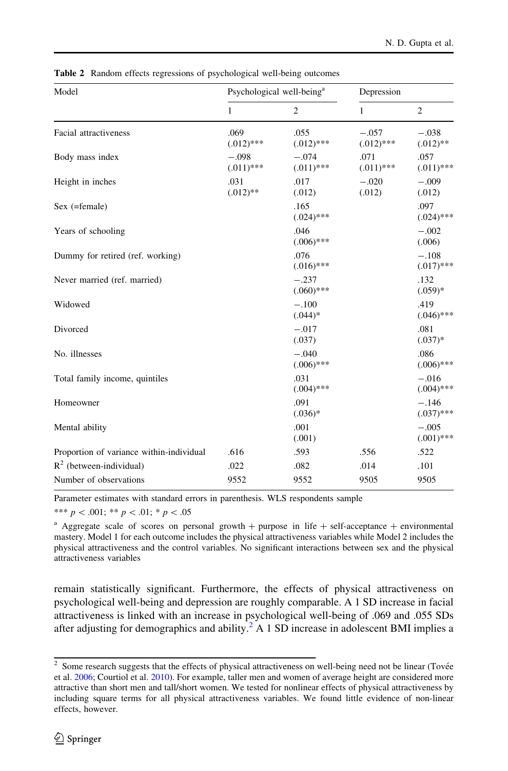**Table 2** Random effects regressions of psychological well-being outcomes

| Model | Psychological well-being[a] | | Depression | |
|---|---|---|---|---|
| | 1 | 2 | 1 | 2 |
| Facial attractiveness | .069 (.012)*** | .055 (.012)*** | −.057 (.012)*** | −.038 (.012)** |
| Body mass index | −.098 (.011)*** | −.074 (.011)*** | .071 (.011)*** | .057 (.011)*** |
| Height in inches | .031 (.012)** | .017 (.012) | −.020 (.012) | −.009 (.012) |
| Sex (=female) | | .165 (.024)*** | | .097 (.024)*** |
| Years of schooling | | .046 (.006)*** | | −.002 (.006) |
| Dummy for retired (ref. working) | | .076 (.016)*** | | −.108 (.017)*** |
| Never married (ref. married) | | −.237 (.060)*** | | .132 (.059)* |
| Widowed | | −.100 (.044)* | | .419 (.046)*** |
| Divorced | | −.017 (.037) | | .081 (.037)* |
| No. illnesses | | −.040 (.006)*** | | .086 (.006)*** |
| Total family income, quintiles | | .031 (.004)*** | | −.016 (.004)*** |
| Homeowner | | .091 (.036)* | | −.146 (.037)*** |
| Mental ability | | .001 (.001) | | −.005 (.001)*** |
| Proportion of variance within-individual | .616 | .593 | .556 | .522 |
| $R^2$ (between-individual) | .022 | .082 | .014 | .101 |
| Number of observations | 9552 | 9552 | 9505 | 9505 |

Parameter estimates with standard errors in parenthesis. WLS respondents sample

*** $p < .001$; ** $p < .01$; * $p < .05$

[a] Aggregate scale of scores on personal growth + purpose in life + self-acceptance + environmental mastery. Model 1 for each outcome includes the physical attractiveness variables while Model 2 includes the physical attractiveness and the control variables. No significant interactions between sex and the physical attractiveness variables

remain statistically significant. Furthermore, the effects of physical attractiveness on psychological well-being and depression are roughly comparable. A 1 SD increase in facial attractiveness is linked with an increase in psychological well-being of .069 and .055 SDs after adjusting for demographics and ability.[2] A 1 SD increase in adolescent BMI implies a

---

[2] Some research suggests that the effects of physical attractiveness on well-being need not be linear (Tovée et al. 2006; Courtiol et al. 2010). For example, taller men and women of average height are considered more attractive than short men and tall/short women. We tested for nonlinear effects of physical attractiveness by including square terms for all physical attractiveness variables. We found little evidence of non-linear effects, however.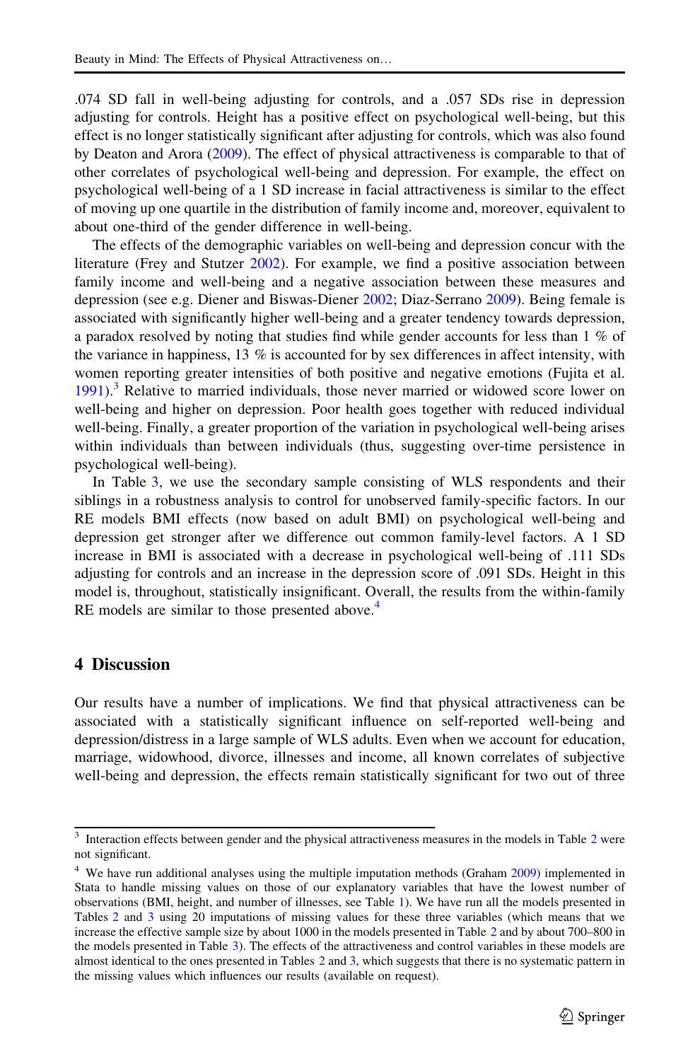.074 SD fall in well-being adjusting for controls, and a .057 SDs rise in depression adjusting for controls. Height has a positive effect on psychological well-being, but this effect is no longer statistically significant after adjusting for controls, which was also found by Deaton and Arora (2009). The effect of physical attractiveness is comparable to that of other correlates of psychological well-being and depression. For example, the effect on psychological well-being of a 1 SD increase in facial attractiveness is similar to the effect of moving up one quartile in the distribution of family income and, moreover, equivalent to about one-third of the gender difference in well-being.

The effects of the demographic variables on well-being and depression concur with the literature (Frey and Stutzer 2002). For example, we find a positive association between family income and well-being and a negative association between these measures and depression (see e.g. Diener and Biswas-Diener 2002; Diaz-Serrano 2009). Being female is associated with significantly higher well-being and a greater tendency towards depression, a paradox resolved by noting that studies find while gender accounts for less than 1 % of the variance in happiness, 13 % is accounted for by sex differences in affect intensity, with women reporting greater intensities of both positive and negative emotions (Fujita et al. 1991).[3] Relative to married individuals, those never married or widowed score lower on well-being and higher on depression. Poor health goes together with reduced individual well-being. Finally, a greater proportion of the variation in psychological well-being arises within individuals than between individuals (thus, suggesting over-time persistence in psychological well-being).

In Table 3, we use the secondary sample consisting of WLS respondents and their siblings in a robustness analysis to control for unobserved family-specific factors. In our RE models BMI effects (now based on adult BMI) on psychological well-being and depression get stronger after we difference out common family-level factors. A 1 SD increase in BMI is associated with a decrease in psychological well-being of .111 SDs adjusting for controls and an increase in the depression score of .091 SDs. Height in this model is, throughout, statistically insignificant. Overall, the results from the within-family RE models are similar to those presented above.[4]

## 4 Discussion

Our results have a number of implications. We find that physical attractiveness can be associated with a statistically significant influence on self-reported well-being and depression/distress in a large sample of WLS adults. Even when we account for education, marriage, widowhood, divorce, illnesses and income, all known correlates of subjective well-being and depression, the effects remain statistically significant for two out of three

---

[3] Interaction effects between gender and the physical attractiveness measures in the models in Table 2 were not significant.

[4] We have run additional analyses using the multiple imputation methods (Graham 2009) implemented in Stata to handle missing values on those of our explanatory variables that have the lowest number of observations (BMI, height, and number of illnesses, see Table 1). We have run all the models presented in Tables 2 and 3 using 20 imputations of missing values for these three variables (which means that we increase the effective sample size by about 1000 in the models presented in Table 2 and by about 700–800 in the models presented in Table 3). The effects of the attractiveness and control variables in these models are almost identical to the ones presented in Tables 2 and 3, which suggests that there is no systematic pattern in the missing values which influences our results (available on request).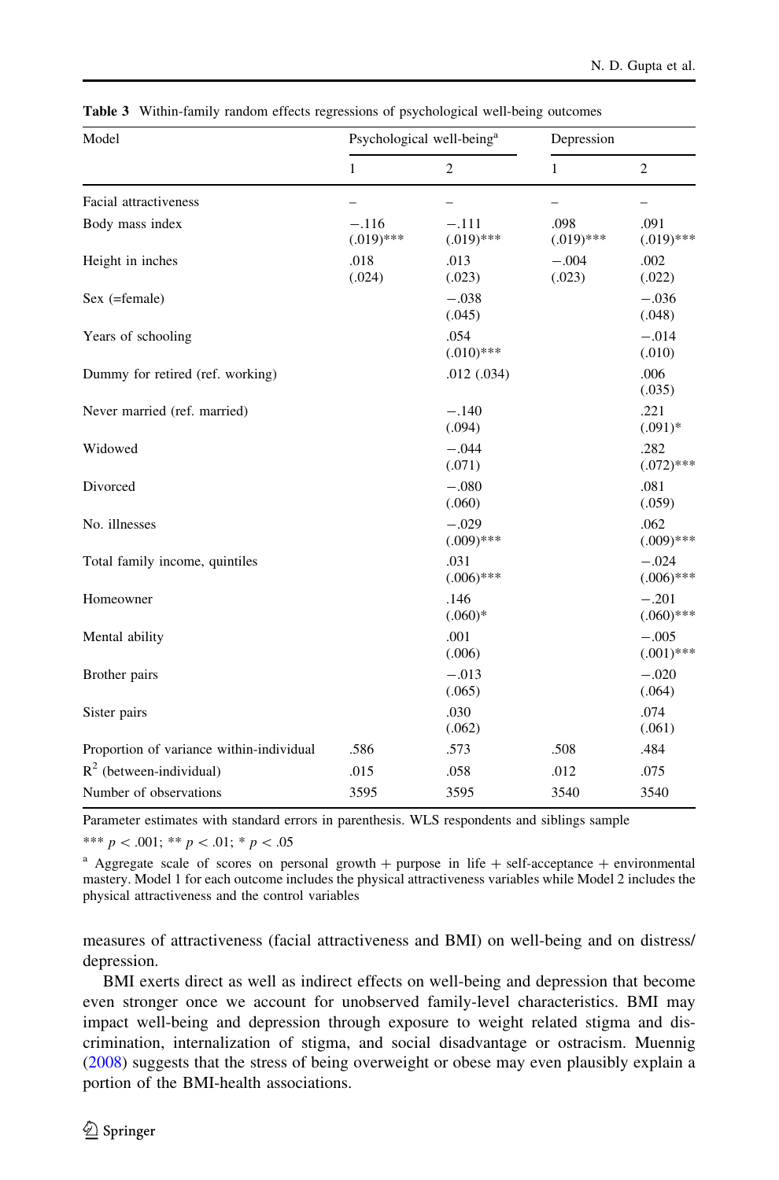**Table 3** Within-family random effects regressions of psychological well-being outcomes

| Model | Psychological well-being[a] | | Depression | |
|---|---|---|---|---|
| | 1 | 2 | 1 | 2 |
| Facial attractiveness | – | – | – | – |
| Body mass index | −.116 (.019)*** | −.111 (.019)*** | .098 (.019)*** | .091 (.019)*** |
| Height in inches | .018 (.024) | .013 (.023) | −.004 (.023) | .002 (.022) |
| Sex (=female) | | −.038 (.045) | | −.036 (.048) |
| Years of schooling | | .054 (.010)*** | | −.014 (.010) |
| Dummy for retired (ref. working) | | .012 (.034) | | .006 (.035) |
| Never married (ref. married) | | −.140 (.094) | | .221 (.091)* |
| Widowed | | −.044 (.071) | | .282 (.072)*** |
| Divorced | | −.080 (.060) | | .081 (.059) |
| No. illnesses | | −.029 (.009)*** | | .062 (.009)*** |
| Total family income, quintiles | | .031 (.006)*** | | −.024 (.006)*** |
| Homeowner | | .146 (.060)* | | −.201 (.060)*** |
| Mental ability | | .001 (.006) | | −.005 (.001)*** |
| Brother pairs | | −.013 (.065) | | −.020 (.064) |
| Sister pairs | | .030 (.062) | | .074 (.061) |
| Proportion of variance within-individual | .586 | .573 | .508 | .484 |
| $R^2$ (between-individual) | .015 | .058 | .012 | .075 |
| Number of observations | 3595 | 3595 | 3540 | 3540 |

Parameter estimates with standard errors in parenthesis. WLS respondents and siblings sample

*** $p < .001$; ** $p < .01$; * $p < .05$

[a] Aggregate scale of scores on personal growth + purpose in life + self-acceptance + environmental mastery. Model 1 for each outcome includes the physical attractiveness variables while Model 2 includes the physical attractiveness and the control variables

measures of attractiveness (facial attractiveness and BMI) on well-being and on distress/depression.

BMI exerts direct as well as indirect effects on well-being and depression that become even stronger once we account for unobserved family-level characteristics. BMI may impact well-being and depression through exposure to weight related stigma and discrimination, internalization of stigma, and social disadvantage or ostracism. Muennig (2008) suggests that the stress of being overweight or obese may even plausibly explain a portion of the BMI-health associations.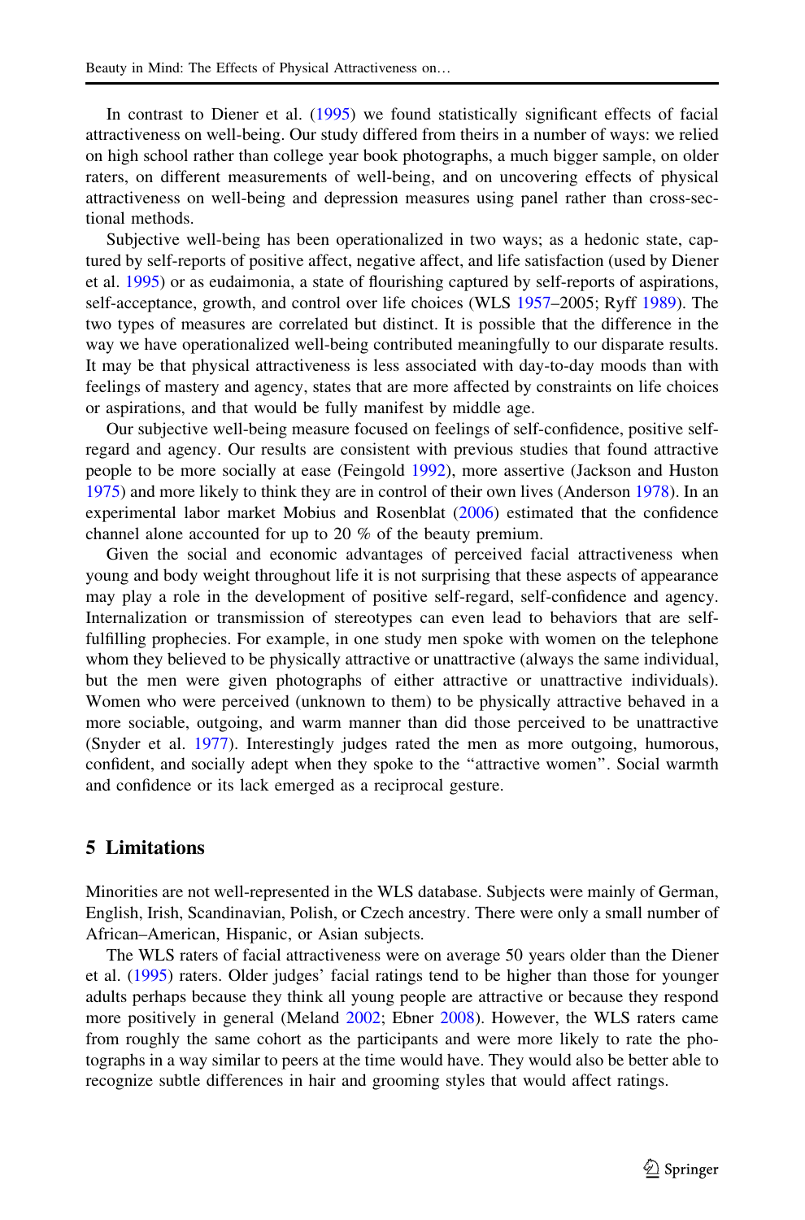In contrast to Diener et al. (1995) we found statistically significant effects of facial attractiveness on well-being. Our study differed from theirs in a number of ways: we relied on high school rather than college year book photographs, a much bigger sample, on older raters, on different measurements of well-being, and on uncovering effects of physical attractiveness on well-being and depression measures using panel rather than cross-sectional methods.

Subjective well-being has been operationalized in two ways; as a hedonic state, captured by self-reports of positive affect, negative affect, and life satisfaction (used by Diener et al. 1995) or as eudaimonia, a state of flourishing captured by self-reports of aspirations, self-acceptance, growth, and control over life choices (WLS 1957–2005; Ryff 1989). The two types of measures are correlated but distinct. It is possible that the difference in the way we have operationalized well-being contributed meaningfully to our disparate results. It may be that physical attractiveness is less associated with day-to-day moods than with feelings of mastery and agency, states that are more affected by constraints on life choices or aspirations, and that would be fully manifest by middle age.

Our subjective well-being measure focused on feelings of self-confidence, positive self-regard and agency. Our results are consistent with previous studies that found attractive people to be more socially at ease (Feingold 1992), more assertive (Jackson and Huston 1975) and more likely to think they are in control of their own lives (Anderson 1978). In an experimental labor market Mobius and Rosenblat (2006) estimated that the confidence channel alone accounted for up to 20 % of the beauty premium.

Given the social and economic advantages of perceived facial attractiveness when young and body weight throughout life it is not surprising that these aspects of appearance may play a role in the development of positive self-regard, self-confidence and agency. Internalization or transmission of stereotypes can even lead to behaviors that are self-fulfilling prophecies. For example, in one study men spoke with women on the telephone whom they believed to be physically attractive or unattractive (always the same individual, but the men were given photographs of either attractive or unattractive individuals). Women who were perceived (unknown to them) to be physically attractive behaved in a more sociable, outgoing, and warm manner than did those perceived to be unattractive (Snyder et al. 1977). Interestingly judges rated the men as more outgoing, humorous, confident, and socially adept when they spoke to the "attractive women". Social warmth and confidence or its lack emerged as a reciprocal gesture.

## 5 Limitations

Minorities are not well-represented in the WLS database. Subjects were mainly of German, English, Irish, Scandinavian, Polish, or Czech ancestry. There were only a small number of African–American, Hispanic, or Asian subjects.

The WLS raters of facial attractiveness were on average 50 years older than the Diener et al. (1995) raters. Older judges' facial ratings tend to be higher than those for younger adults perhaps because they think all young people are attractive or because they respond more positively in general (Meland 2002; Ebner 2008). However, the WLS raters came from roughly the same cohort as the participants and were more likely to rate the photographs in a way similar to peers at the time would have. They would also be better able to recognize subtle differences in hair and grooming styles that would affect ratings.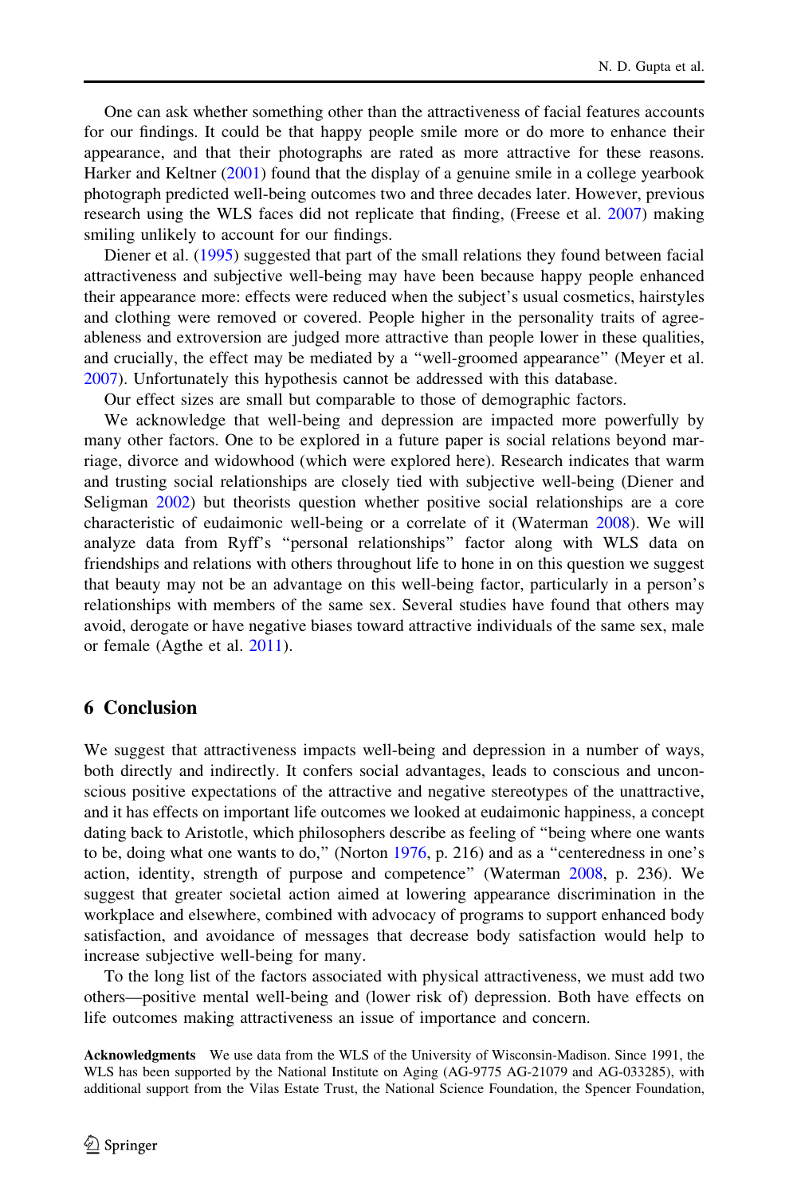One can ask whether something other than the attractiveness of facial features accounts for our findings. It could be that happy people smile more or do more to enhance their appearance, and that their photographs are rated as more attractive for these reasons. Harker and Keltner (2001) found that the display of a genuine smile in a college yearbook photograph predicted well-being outcomes two and three decades later. However, previous research using the WLS faces did not replicate that finding, (Freese et al. 2007) making smiling unlikely to account for our findings.

Diener et al. (1995) suggested that part of the small relations they found between facial attractiveness and subjective well-being may have been because happy people enhanced their appearance more: effects were reduced when the subject's usual cosmetics, hairstyles and clothing were removed or covered. People higher in the personality traits of agreeableness and extroversion are judged more attractive than people lower in these qualities, and crucially, the effect may be mediated by a "well-groomed appearance" (Meyer et al. 2007). Unfortunately this hypothesis cannot be addressed with this database.

Our effect sizes are small but comparable to those of demographic factors.

We acknowledge that well-being and depression are impacted more powerfully by many other factors. One to be explored in a future paper is social relations beyond marriage, divorce and widowhood (which were explored here). Research indicates that warm and trusting social relationships are closely tied with subjective well-being (Diener and Seligman 2002) but theorists question whether positive social relationships are a core characteristic of eudaimonic well-being or a correlate of it (Waterman 2008). We will analyze data from Ryff's "personal relationships" factor along with WLS data on friendships and relations with others throughout life to hone in on this question we suggest that beauty may not be an advantage on this well-being factor, particularly in a person's relationships with members of the same sex. Several studies have found that others may avoid, derogate or have negative biases toward attractive individuals of the same sex, male or female (Agthe et al. 2011).

## 6 Conclusion

We suggest that attractiveness impacts well-being and depression in a number of ways, both directly and indirectly. It confers social advantages, leads to conscious and unconscious positive expectations of the attractive and negative stereotypes of the unattractive, and it has effects on important life outcomes we looked at eudaimonic happiness, a concept dating back to Aristotle, which philosophers describe as feeling of "being where one wants to be, doing what one wants to do," (Norton 1976, p. 216) and as a "centeredness in one's action, identity, strength of purpose and competence" (Waterman 2008, p. 236). We suggest that greater societal action aimed at lowering appearance discrimination in the workplace and elsewhere, combined with advocacy of programs to support enhanced body satisfaction, and avoidance of messages that decrease body satisfaction would help to increase subjective well-being for many.

To the long list of the factors associated with physical attractiveness, we must add two others—positive mental well-being and (lower risk of) depression. Both have effects on life outcomes making attractiveness an issue of importance and concern.

**Acknowledgments** We use data from the WLS of the University of Wisconsin-Madison. Since 1991, the WLS has been supported by the National Institute on Aging (AG-9775 AG-21079 and AG-033285), with additional support from the Vilas Estate Trust, the National Science Foundation, the Spencer Foundation,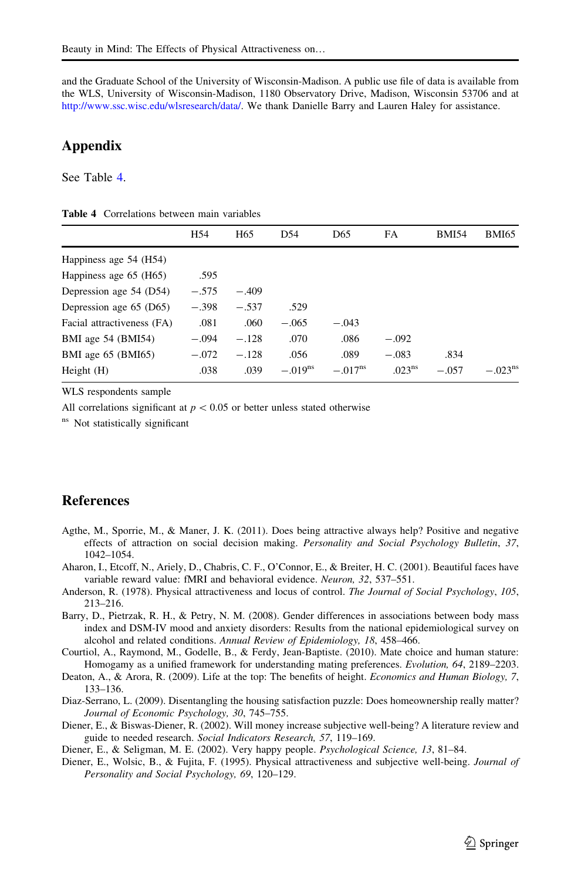and the Graduate School of the University of Wisconsin-Madison. A public use file of data is available from the WLS, University of Wisconsin-Madison, 1180 Observatory Drive, Madison, Wisconsin 53706 and at http://www.ssc.wisc.edu/wlsresearch/data/. We thank Danielle Barry and Lauren Haley for assistance.

## Appendix

See Table 4.

**Table 4** Correlations between main variables

| | H54 | H65 | D54 | D65 | FA | BMI54 | BMI65 |
|---|---|---|---|---|---|---|---|
| Happiness age 54 (H54) | | | | | | | |
| Happiness age 65 (H65) | .595 | | | | | | |
| Depression age 54 (D54) | −.575 | −.409 | | | | | |
| Depression age 65 (D65) | −.398 | −.537 | .529 | | | | |
| Facial attractiveness (FA) | .081 | .060 | −.065 | −.043 | | | |
| BMI age 54 (BMI54) | −.094 | −.128 | .070 | .086 | −.092 | | |
| BMI age 65 (BMI65) | −.072 | −.128 | .056 | .089 | −.083 | .834 | |
| Height (H) | .038 | .039 | −.019[ns] | −.017[ns] | .023[ns] | −.057 | −.023[ns] |

WLS respondents sample

All correlations significant at $p < 0.05$ or better unless stated otherwise

[ns] Not statistically significant

## References

Agthe, M., Sporrie, M., & Maner, J. K. (2011). Does being attractive always help? Positive and negative effects of attraction on social decision making. *Personality and Social Psychology Bulletin*, *37*, 1042–1054.

Aharon, I., Etcoff, N., Ariely, D., Chabris, C. F., O'Connor, E., & Breiter, H. C. (2001). Beautiful faces have variable reward value: fMRI and behavioral evidence. *Neuron*, *32*, 537–551.

Anderson, R. (1978). Physical attractiveness and locus of control. *The Journal of Social Psychology*, *105*, 213–216.

Barry, D., Pietrzak, R. H., & Petry, N. M. (2008). Gender differences in associations between body mass index and DSM-IV mood and anxiety disorders: Results from the national epidemiological survey on alcohol and related conditions. *Annual Review of Epidemiology*, *18*, 458–466.

Courtiol, A., Raymond, M., Godelle, B., & Ferdy, Jean-Baptiste. (2010). Mate choice and human stature: Homogamy as a unified framework for understanding mating preferences. *Evolution*, *64*, 2189–2203.

Deaton, A., & Arora, R. (2009). Life at the top: The benefits of height. *Economics and Human Biology, 7*, 133–136.

Diaz-Serrano, L. (2009). Disentangling the housing satisfaction puzzle: Does homeownership really matter? *Journal of Economic Psychology, 30*, 745–755.

Diener, E., & Biswas-Diener, R. (2002). Will money increase subjective well-being? A literature review and guide to needed research. *Social Indicators Research, 57*, 119–169.

Diener, E., & Seligman, M. E. (2002). Very happy people. *Psychological Science, 13*, 81–84.

Diener, E., Wolsic, B., & Fujita, F. (1995). Physical attractiveness and subjective well-being. *Journal of Personality and Social Psychology, 69*, 120–129.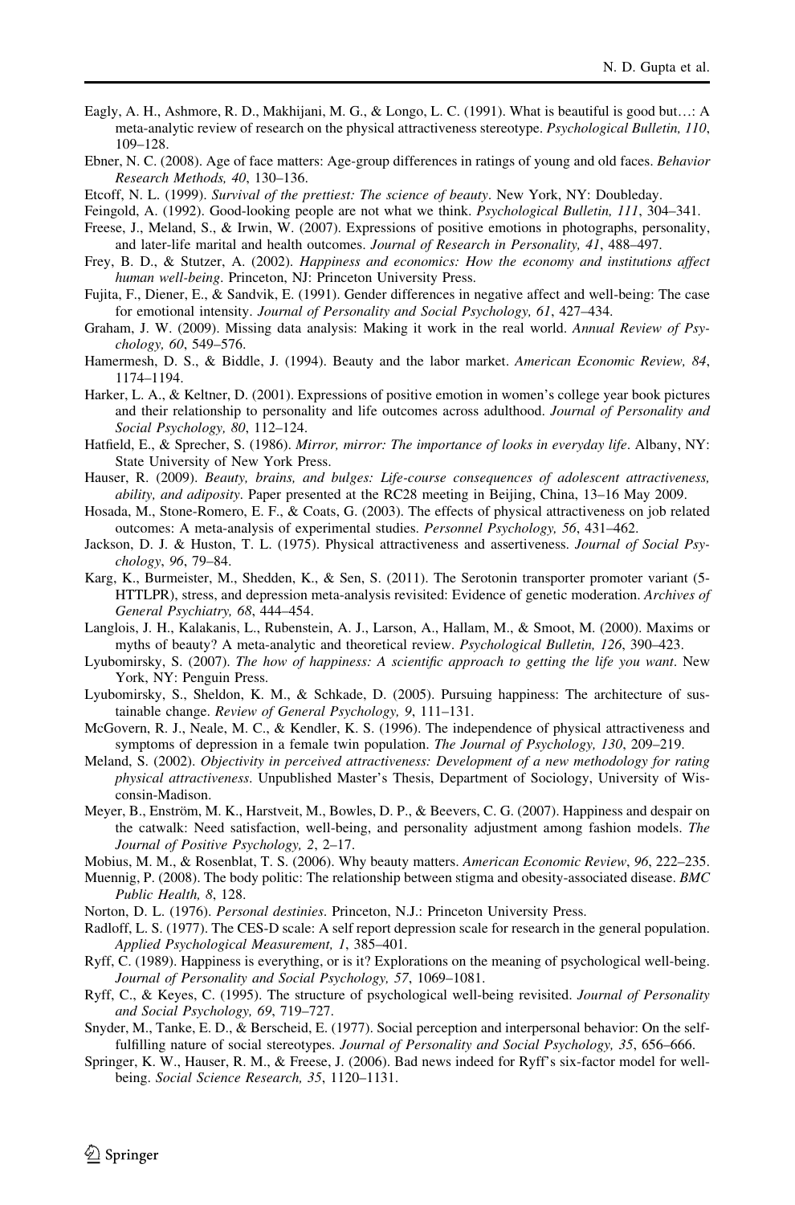Eagly, A. H., Ashmore, R. D., Makhijani, M. G., & Longo, L. C. (1991). What is beautiful is good but…: A meta-analytic review of research on the physical attractiveness stereotype. *Psychological Bulletin, 110*, 109–128.

Ebner, N. C. (2008). Age of face matters: Age-group differences in ratings of young and old faces. *Behavior Research Methods, 40*, 130–136.

Etcoff, N. L. (1999). *Survival of the prettiest: The science of beauty*. New York, NY: Doubleday.

Feingold, A. (1992). Good-looking people are not what we think. *Psychological Bulletin, 111*, 304–341.

Freese, J., Meland, S., & Irwin, W. (2007). Expressions of positive emotions in photographs, personality, and later-life marital and health outcomes. *Journal of Research in Personality, 41*, 488–497.

Frey, B. D., & Stutzer, A. (2002). *Happiness and economics: How the economy and institutions affect human well-being*. Princeton, NJ: Princeton University Press.

Fujita, F., Diener, E., & Sandvik, E. (1991). Gender differences in negative affect and well-being: The case for emotional intensity. *Journal of Personality and Social Psychology, 61*, 427–434.

Graham, J. W. (2009). Missing data analysis: Making it work in the real world. *Annual Review of Psychology, 60*, 549–576.

Hamermesh, D. S., & Biddle, J. (1994). Beauty and the labor market. *American Economic Review, 84*, 1174–1194.

Harker, L. A., & Keltner, D. (2001). Expressions of positive emotion in women's college year book pictures and their relationship to personality and life outcomes across adulthood. *Journal of Personality and Social Psychology, 80*, 112–124.

Hatfield, E., & Sprecher, S. (1986). *Mirror, mirror: The importance of looks in everyday life*. Albany, NY: State University of New York Press.

Hauser, R. (2009). *Beauty, brains, and bulges: Life-course consequences of adolescent attractiveness, ability, and adiposity*. Paper presented at the RC28 meeting in Beijing, China, 13–16 May 2009.

Hosada, M., Stone-Romero, E. F., & Coats, G. (2003). The effects of physical attractiveness on job related outcomes: A meta-analysis of experimental studies. *Personnel Psychology, 56*, 431–462.

Jackson, D. J. & Huston, T. L. (1975). Physical attractiveness and assertiveness. *Journal of Social Psychology*, *96*, 79–84.

Karg, K., Burmeister, M., Shedden, K., & Sen, S. (2011). The Serotonin transporter promoter variant (5-HTTLPR), stress, and depression meta-analysis revisited: Evidence of genetic moderation. *Archives of General Psychiatry, 68*, 444–454.

Langlois, J. H., Kalakanis, L., Rubenstein, A. J., Larson, A., Hallam, M., & Smoot, M. (2000). Maxims or myths of beauty? A meta-analytic and theoretical review. *Psychological Bulletin, 126*, 390–423.

Lyubomirsky, S. (2007). *The how of happiness: A scientific approach to getting the life you want*. New York, NY: Penguin Press.

Lyubomirsky, S., Sheldon, K. M., & Schkade, D. (2005). Pursuing happiness: The architecture of sustainable change. *Review of General Psychology, 9*, 111–131.

McGovern, R. J., Neale, M. C., & Kendler, K. S. (1996). The independence of physical attractiveness and symptoms of depression in a female twin population. *The Journal of Psychology, 130*, 209–219.

Meland, S. (2002). *Objectivity in perceived attractiveness: Development of a new methodology for rating physical attractiveness*. Unpublished Master's Thesis, Department of Sociology, University of Wisconsin-Madison.

Meyer, B., Enström, M. K., Harstveit, M., Bowles, D. P., & Beevers, C. G. (2007). Happiness and despair on the catwalk: Need satisfaction, well-being, and personality adjustment among fashion models. *The Journal of Positive Psychology, 2*, 2–17.

Mobius, M. M., & Rosenblat, T. S. (2006). Why beauty matters. *American Economic Review, 96*, 222–235.

Muennig, P. (2008). The body politic: The relationship between stigma and obesity-associated disease. *BMC Public Health, 8*, 128.

Norton, D. L. (1976). *Personal destinies*. Princeton, N.J.: Princeton University Press.

Radloff, L. S. (1977). The CES-D scale: A self report depression scale for research in the general population. *Applied Psychological Measurement, 1*, 385–401.

Ryff, C. (1989). Happiness is everything, or is it? Explorations on the meaning of psychological well-being. *Journal of Personality and Social Psychology, 57*, 1069–1081.

Ryff, C., & Keyes, C. (1995). The structure of psychological well-being revisited. *Journal of Personality and Social Psychology, 69*, 719–727.

Snyder, M., Tanke, E. D., & Berscheid, E. (1977). Social perception and interpersonal behavior: On the self-fulfilling nature of social stereotypes. *Journal of Personality and Social Psychology, 35*, 656–666.

Springer, K. W., Hauser, R. M., & Freese, J. (2006). Bad news indeed for Ryff's six-factor model for well-being. *Social Science Research, 35*, 1120–1131.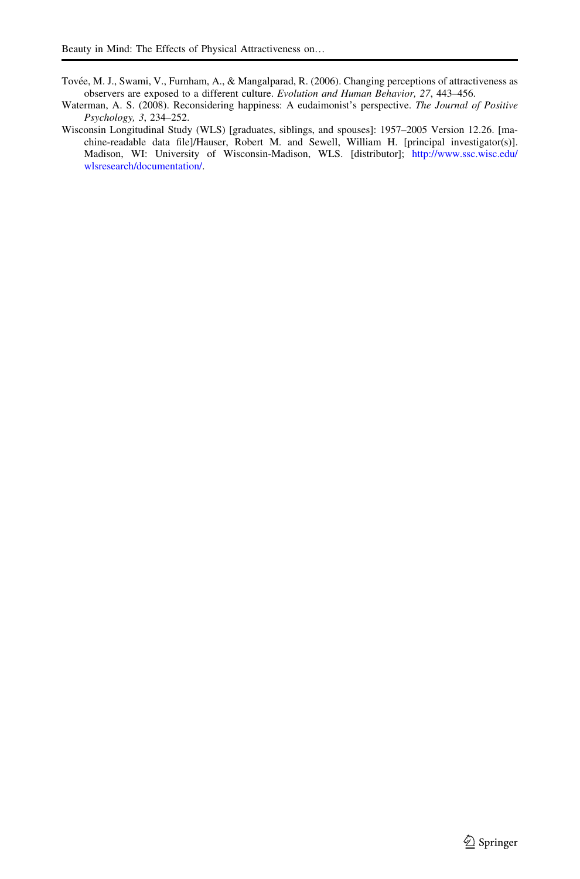Tovée, M. J., Swami, V., Furnham, A., & Mangalparad, R. (2006). Changing perceptions of attractiveness as observers are exposed to a different culture. *Evolution and Human Behavior, 27*, 443–456.

Waterman, A. S. (2008). Reconsidering happiness: A eudaimonist's perspective. *The Journal of Positive Psychology, 3*, 234–252.

Wisconsin Longitudinal Study (WLS) [graduates, siblings, and spouses]: 1957–2005 Version 12.26. [machine-readable data file]/Hauser, Robert M. and Sewell, William H. [principal investigator(s)]. Madison, WI: University of Wisconsin-Madison, WLS. [distributor]; http://www.ssc.wisc.edu/wlsresearch/documentation/.